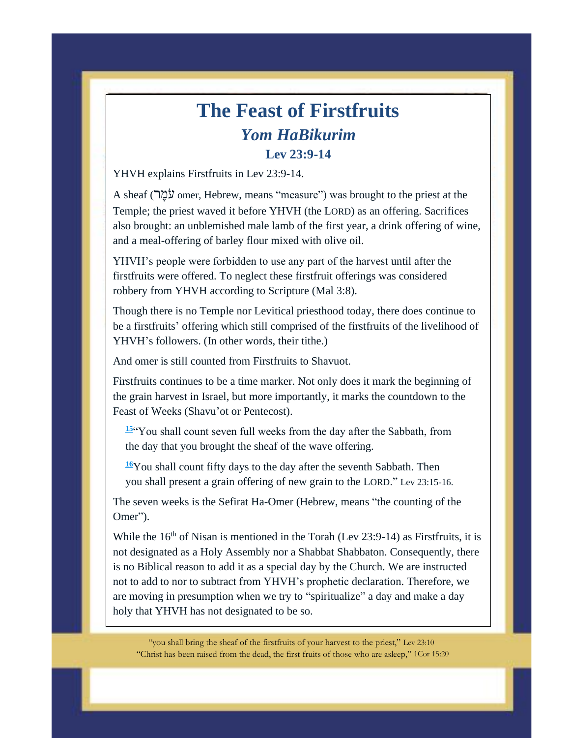# The Feast of Firstfruits

## *Yom HaBikurim*

### Lev 23:9-14

YHVH explains Firstfruits in Lev 23:9-14.

A sheaf (עֹמֶר omer, Hebrew, means "measure") was brought to the priest at the Temple; the priest waved it before YHVH (the LORD) as an offering. Sacrifices also brought: an unblemished male lamb of the first year, a drink offering of wine, and a meal-offering of barley flour mixed with olive oil.

YHVH's people were forbidden to use any part of the harvest until after the firstfruits were offered. To neglect these firstfruit offerings was considered robbery from YHVH according to Scripture (Mal 3:8).

Though there is no Temple nor Levitical priesthood today, there does continue to be a firstfruits' offering which still comprised of the firstfruits of the livelihood of YHVH's followers. (In other words, their tithe.)

And omer is still counted from Firstfruits to Shavuot.

Firstfruits continues to be a time marker. Not only does it mark the beginning of the grain harvest in Israel, but more importantly, it marks the countdown to the Feast of Weeks (Shavu'ot or Pentecost).

> [15]"You shall count seven full weeks from the day after the Sabbath, from the day that you brought the sheaf of the wave offering.
>
> [16]You shall count fifty days to the day after the seventh Sabbath. Then you shall present a grain offering of new grain to the LORD." Lev 23:15-16.

The seven weeks is the Sefirat Ha-Omer (Hebrew, means "the counting of the Omer").

While the 16th of Nisan is mentioned in the Torah (Lev 23:9-14) as Firstfruits, it is not designated as a Holy Assembly nor a Shabbat Shabbaton. Consequently, there is no Biblical reason to add it as a special day by the Church. We are instructed not to add to nor to subtract from YHVH's prophetic declaration. Therefore, we are moving in presumption when we try to "spiritualize" a day and make a day holy that YHVH has not designated to be so.

"you shall bring the sheaf of the firstfruits of your harvest to the priest," Lev 23:10
"Christ has been raised from the dead, the first fruits of those who are asleep," 1Cor 15:20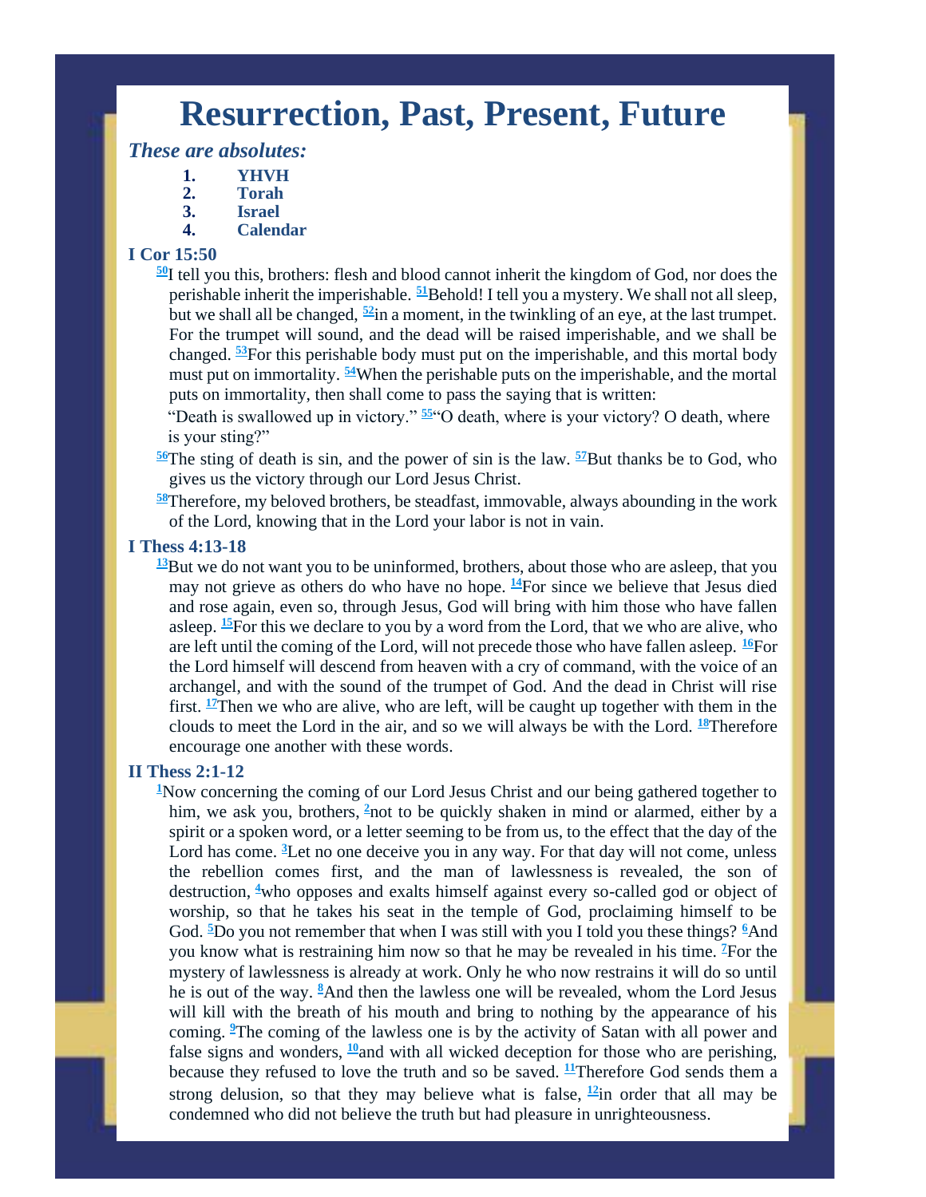# Resurrection, Past, Present, Future

***These are absolutes:***

1. **YHVH**
2. **Torah**
3. **Israel**
4. **Calendar**

**I Cor 15:50**

[50]I tell you this, brothers: flesh and blood cannot inherit the kingdom of God, nor does the perishable inherit the imperishable. [51]Behold! I tell you a mystery. We shall not all sleep, but we shall all be changed, [52]in a moment, in the twinkling of an eye, at the last trumpet. For the trumpet will sound, and the dead will be raised imperishable, and we shall be changed. [53]For this perishable body must put on the imperishable, and this mortal body must put on immortality. [54]When the perishable puts on the imperishable, and the mortal puts on immortality, then shall come to pass the saying that is written:

"Death is swallowed up in victory." [55]"O death, where is your victory? O death, where is your sting?"

[56]The sting of death is sin, and the power of sin is the law. [57]But thanks be to God, who gives us the victory through our Lord Jesus Christ.

[58]Therefore, my beloved brothers, be steadfast, immovable, always abounding in the work of the Lord, knowing that in the Lord your labor is not in vain.

**I Thess 4:13-18**

[13]But we do not want you to be uninformed, brothers, about those who are asleep, that you may not grieve as others do who have no hope. [14]For since we believe that Jesus died and rose again, even so, through Jesus, God will bring with him those who have fallen asleep. [15]For this we declare to you by a word from the Lord, that we who are alive, who are left until the coming of the Lord, will not precede those who have fallen asleep. [16]For the Lord himself will descend from heaven with a cry of command, with the voice of an archangel, and with the sound of the trumpet of God. And the dead in Christ will rise first. [17]Then we who are alive, who are left, will be caught up together with them in the clouds to meet the Lord in the air, and so we will always be with the Lord. [18]Therefore encourage one another with these words.

**II Thess 2:1-12**

[1]Now concerning the coming of our Lord Jesus Christ and our being gathered together to him, we ask you, brothers, [2]not to be quickly shaken in mind or alarmed, either by a spirit or a spoken word, or a letter seeming to be from us, to the effect that the day of the Lord has come. [3]Let no one deceive you in any way. For that day will not come, unless the rebellion comes first, and the man of lawlessness is revealed, the son of destruction, [4]who opposes and exalts himself against every so-called god or object of worship, so that he takes his seat in the temple of God, proclaiming himself to be God. [5]Do you not remember that when I was still with you I told you these things? [6]And you know what is restraining him now so that he may be revealed in his time. [7]For the mystery of lawlessness is already at work. Only he who now restrains it will do so until he is out of the way. [8]And then the lawless one will be revealed, whom the Lord Jesus will kill with the breath of his mouth and bring to nothing by the appearance of his coming. [9]The coming of the lawless one is by the activity of Satan with all power and false signs and wonders, [10]and with all wicked deception for those who are perishing, because they refused to love the truth and so be saved. [11]Therefore God sends them a strong delusion, so that they may believe what is false, [12]in order that all may be condemned who did not believe the truth but had pleasure in unrighteousness.